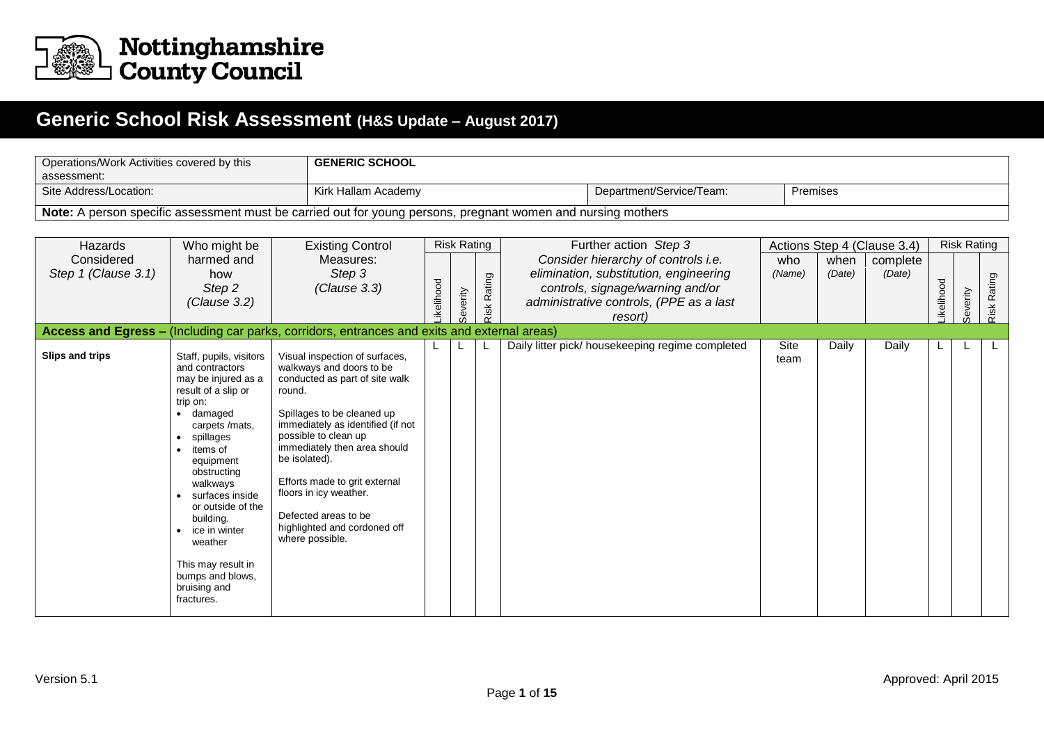Nottinghamshire County Council

# Generic School Risk Assessment (H&S Update – August 2017)

| Operations/Work Activities covered by this assessment: | **GENERIC SCHOOL** | | |
|---|---|---|---|
| Site Address/Location: | Kirk Hallam Academy | Department/Service/Team: | Premises |
| **Note:** A person specific assessment must be carried out for young persons, pregnant women and nursing mothers | | | |

| Hazards Considered Step 1 (Clause 3.1) | Who might be harmed and how Step 2 (Clause 3.2) | Existing Control Measures: Step 3 (Clause 3.3) | Risk Rating | | | Further action Step 3 *Consider hierarchy of controls i.e. elimination, substitution, engineering controls, signage/warning and/or administrative controls, (PPE as a last resort)* | Actions Step 4 (Clause 3.4) | | | Risk Rating | | |
|---|---|---|---|---|---|---|---|---|---|---|---|---|
| | | | Likelihood | Severity | Risk Rating | | who *(Name)* | when *(Date)* | complete *(Date)* | Likelihood | Severity | Risk Rating |
| **Access and Egress –** (Including car parks, corridors, entrances and exits and external areas) | | | | | | | | | | | | |
| **Slips and trips** | Staff, pupils, visitors and contractors may be injured as a result of a slip or trip on:<br>• damaged carpets /mats,<br>• spillages<br>• items of equipment obstructing walkways<br>• surfaces inside or outside of the building.<br>• ice in winter weather<br><br>This may result in bumps and blows, bruising and fractures. | Visual inspection of surfaces, walkways and doors to be conducted as part of site walk round.<br><br>Spillages to be cleaned up immediately as identified (if not possible to clean up immediately then area should be isolated).<br><br>Efforts made to grit external floors in icy weather.<br><br>Defected areas to be highlighted and cordoned off where possible. | L | L | L | Daily litter pick/ housekeeping regime completed | Site team | Daily | Daily | L | L | L |

Version 5.1

Approved: April 2015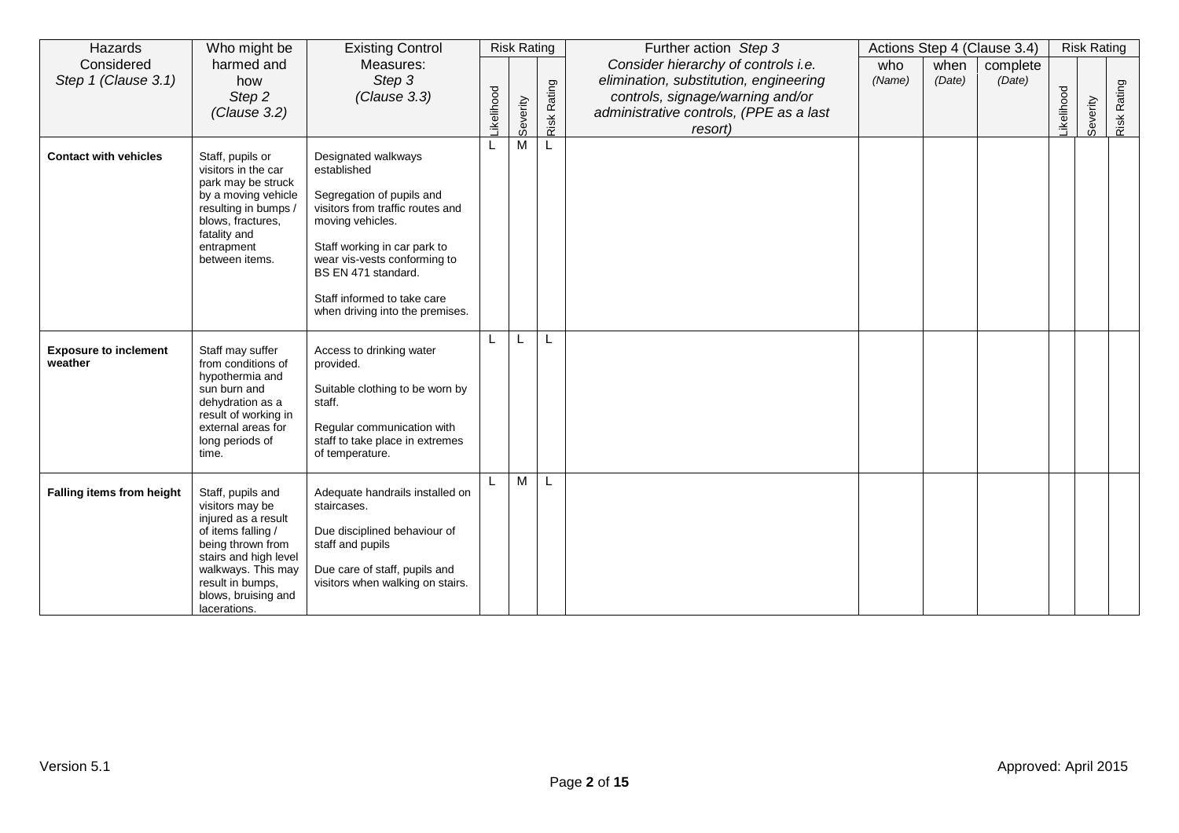| Hazards Considered *Step 1 (Clause 3.1)* | Who might be harmed and how *Step 2 (Clause 3.2)* | Existing Control Measures: *Step 3 (Clause 3.3)* | Risk Rating | | | Further action *Step 3* *Consider hierarchy of controls i.e. elimination, substitution, engineering controls, signage/warning and/or administrative controls, (PPE as a last resort)* | Actions Step 4 (Clause 3.4) | | | Risk Rating | | |
|---|---|---|---|---|---|---|---|---|---|---|---|---|
| | | | Likelihood | Severity | Risk Rating | | who *(Name)* | when *(Date)* | complete *(Date)* | Likelihood | Severity | Risk Rating |
| **Contact with vehicles** | Staff, pupils or visitors in the car park may be struck by a moving vehicle resulting in bumps / blows, fractures, fatality and entrapment between items. | Designated walkways established<br><br>Segregation of pupils and visitors from traffic routes and moving vehicles.<br><br>Staff working in car park to wear vis-vests conforming to BS EN 471 standard.<br><br>Staff informed to take care when driving into the premises. | L | M | L | | | | | | | |
| **Exposure to inclement weather** | Staff may suffer from conditions of hypothermia and sun burn and dehydration as a result of working in external areas for long periods of time. | Access to drinking water provided.<br><br>Suitable clothing to be worn by staff.<br><br>Regular communication with staff to take place in extremes of temperature. | L | L | L | | | | | | | |
| **Falling items from height** | Staff, pupils and visitors may be injured as a result of items falling / being thrown from stairs and high level walkways. This may result in bumps, blows, bruising and lacerations. | Adequate handrails installed on staircases.<br><br>Due disciplined behaviour of staff and pupils<br><br>Due care of staff, pupils and visitors when walking on stairs. | L | M | L | | | | | | | |

Version 5.1 Approved: April 2015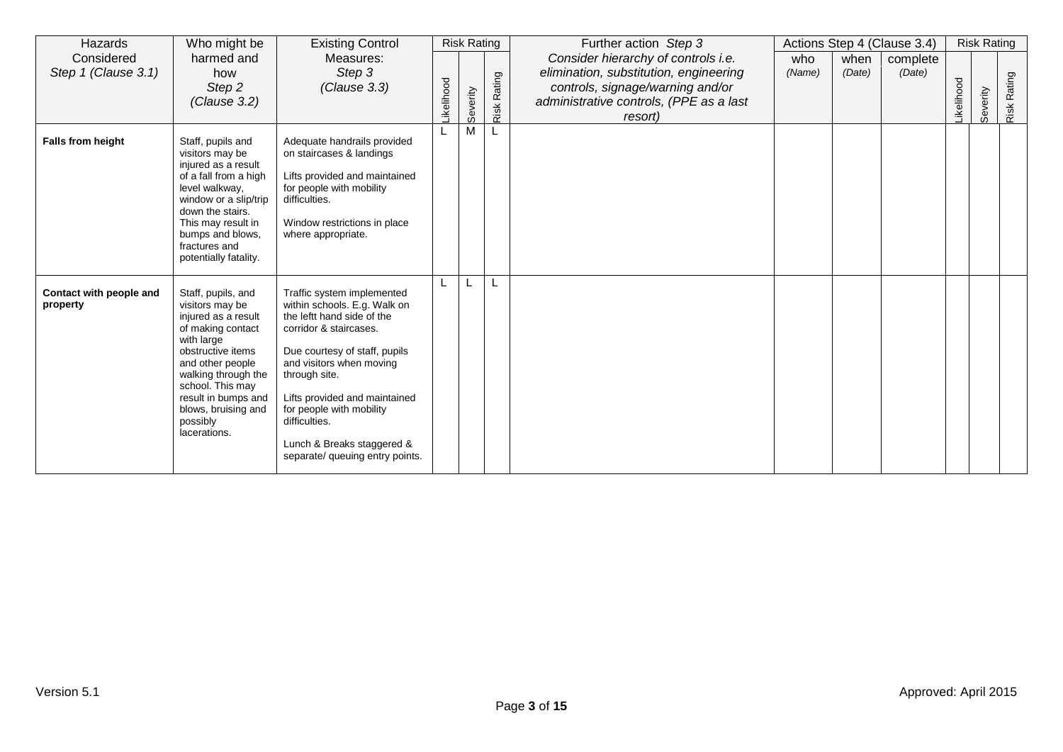| Hazards Considered *Step 1 (Clause 3.1)* | Who might be harmed and how *Step 2 (Clause 3.2)* | Existing Control Measures: *Step 3 (Clause 3.3)* | Risk Rating | | | Further action *Step 3* *Consider hierarchy of controls i.e. elimination, substitution, engineering controls, signage/warning and/or administrative controls, (PPE as a last resort)* | Actions Step 4 (Clause 3.4) | | | Risk Rating | | |
|---|---|---|---|---|---|---|---|---|---|---|---|---|
| | | | Likelihood | Severity | Risk Rating | | who *(Name)* | when *(Date)* | complete *(Date)* | Likelihood | Severity | Risk Rating |
| **Falls from height** | Staff, pupils and visitors may be injured as a result of a fall from a high level walkway, window or a slip/trip down the stairs. This may result in bumps and blows, fractures and potentially fatality. | Adequate handrails provided on staircases & landings<br><br>Lifts provided and maintained for people with mobility difficulties.<br><br>Window restrictions in place where appropriate. | L | M | L | | | | | | | |
| **Contact with people and property** | Staff, pupils, and visitors may be injured as a result of making contact with large obstructive items and other people walking through the school. This may result in bumps and blows, bruising and possibly lacerations. | Traffic system implemented within schools. E.g. Walk on the leftt hand side of the corridor & staircases.<br><br>Due courtesy of staff, pupils and visitors when moving through site.<br><br>Lifts provided and maintained for people with mobility difficulties.<br><br>Lunch & Breaks staggered & separate/ queuing entry points. | L | L | L | | | | | | | |

Version 5.1

Approved: April 2015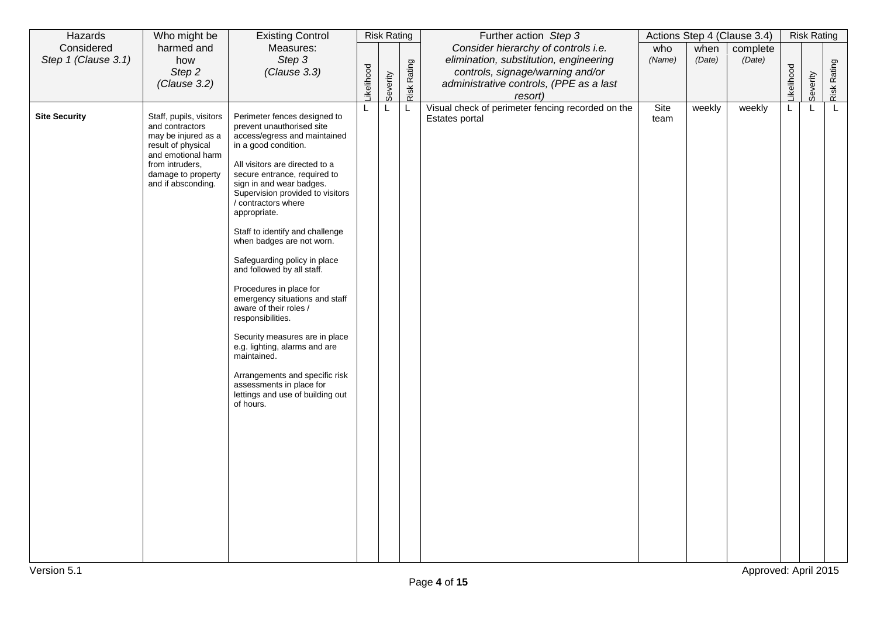| Hazards Considered *Step 1 (Clause 3.1)* | Who might be harmed and how *Step 2 (Clause 3.2)* | Existing Control Measures: *Step 3 (Clause 3.3)* | Risk Rating | | | Further action *Step 3* *Consider hierarchy of controls i.e. elimination, substitution, engineering controls, signage/warning and/or administrative controls, (PPE as a last resort)* | Actions Step 4 (Clause 3.4) | | | Risk Rating | | |
|---|---|---|---|---|---|---|---|---|---|---|---|---|
| | | | Likelihood | Severity | Risk Rating | | who *(Name)* | when *(Date)* | complete *(Date)* | Likelihood | Severity | Risk Rating |
| **Site Security** | Staff, pupils, visitors and contractors may be injured as a result of physical and emotional harm from intruders, damage to property and if absconding. | Perimeter fences designed to prevent unauthorised site access/egress and maintained in a good condition.<br><br>All visitors are directed to a secure entrance, required to sign in and wear badges. Supervision provided to visitors / contractors where appropriate.<br><br>Staff to identify and challenge when badges are not worn.<br><br>Safeguarding policy in place and followed by all staff.<br><br>Procedures in place for emergency situations and staff aware of their roles / responsibilities.<br><br>Security measures are in place e.g. lighting, alarms and are maintained.<br><br>Arrangements and specific risk assessments in place for lettings and use of building out of hours. | L | L | L | Visual check of perimeter fencing recorded on the Estates portal | Site team | weekly | weekly | L | L | L |

Version 5.1 Approved: April 2015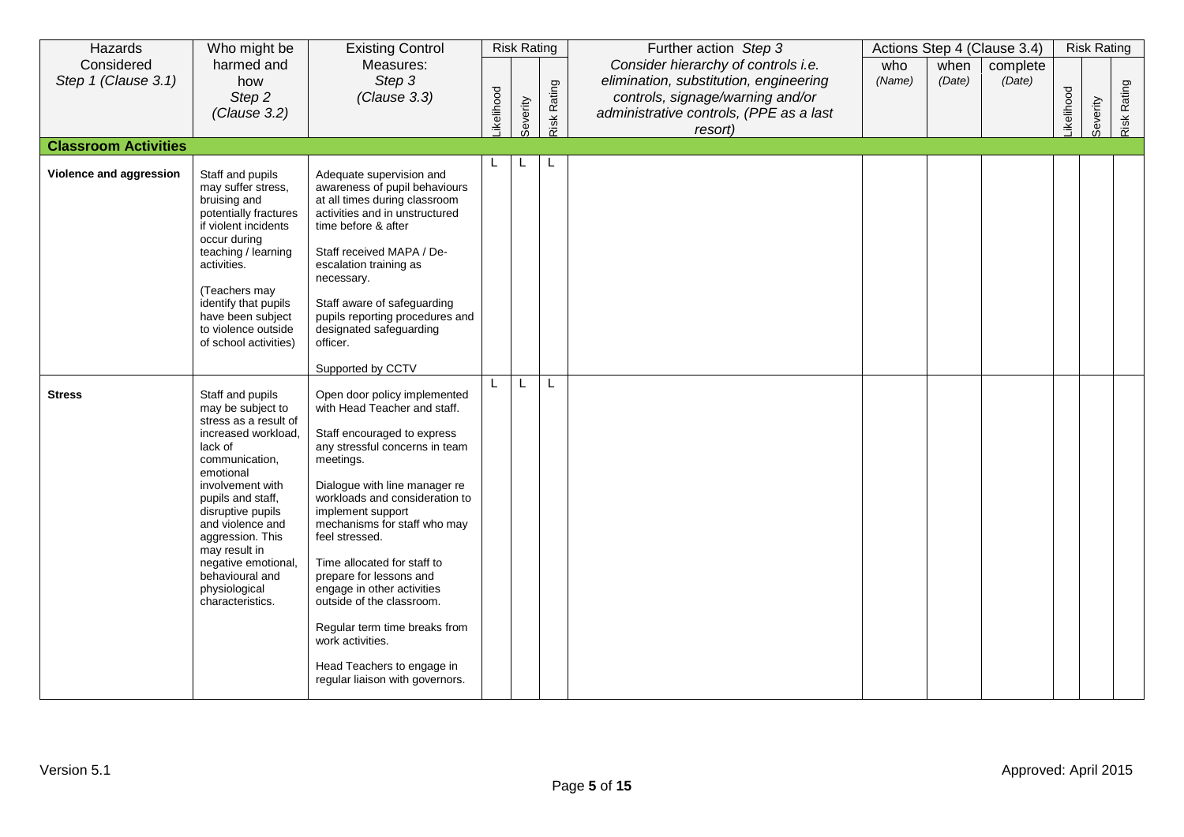| Hazards Considered *Step 1 (Clause 3.1)* | Who might be harmed and how *Step 2 (Clause 3.2)* | Existing Control Measures: *Step 3 (Clause 3.3)* | Risk Rating | | | Further action *Step 3* *Consider hierarchy of controls i.e. elimination, substitution, engineering controls, signage/warning and/or administrative controls, (PPE as a last resort)* | Actions Step 4 (Clause 3.4) | | | Risk Rating | | |
|---|---|---|---|---|---|---|---|---|---|---|---|---|
| | | | Likelihood | Severity | Risk Rating | | who *(Name)* | when *(Date)* | complete *(Date)* | Likelihood | Severity | Risk Rating |
| **Classroom Activities** | | | | | | | | | | | | |
| **Violence and aggression** | Staff and pupils may suffer stress, bruising and potentially fractures if violent incidents occur during teaching / learning activities.<br><br>(Teachers may identify that pupils have been subject to violence outside of school activities) | Adequate supervision and awareness of pupil behaviours at all times during classroom activities and in unstructured time before & after<br><br>Staff received MAPA / De-escalation training as necessary.<br><br>Staff aware of safeguarding pupils reporting procedures and designated safeguarding officer.<br><br>Supported by CCTV | L | L | L | | | | | | | |
| **Stress** | Staff and pupils may be subject to stress as a result of increased workload, lack of communication, emotional involvement with pupils and staff, disruptive pupils and violence and aggression. This may result in negative emotional, behavioural and physiological characteristics. | Open door policy implemented with Head Teacher and staff.<br><br>Staff encouraged to express any stressful concerns in team meetings.<br><br>Dialogue with line manager re workloads and consideration to implement support mechanisms for staff who may feel stressed.<br><br>Time allocated for staff to prepare for lessons and engage in other activities outside of the classroom.<br><br>Regular term time breaks from work activities.<br><br>Head Teachers to engage in regular liaison with governors. | L | L | L | | | | | | | |

Version 5.1 Approved: April 2015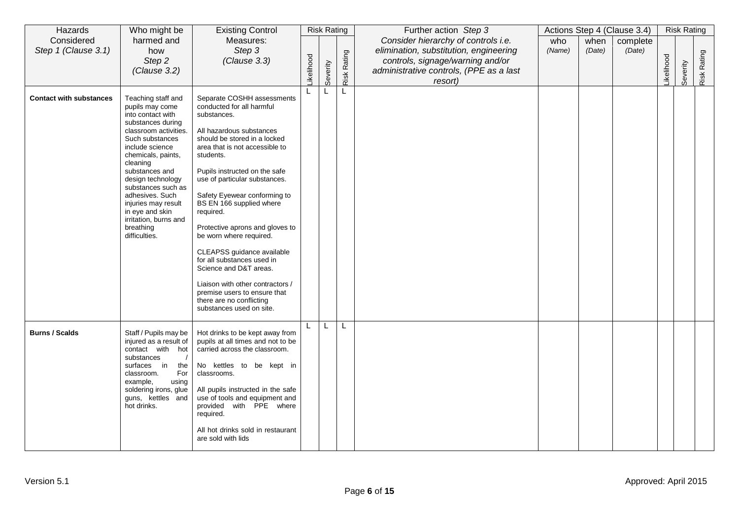| Hazards Considered *Step 1 (Clause 3.1)* | Who might be harmed and how *Step 2 (Clause 3.2)* | Existing Control Measures: *Step 3 (Clause 3.3)* | Risk Rating | | | Further action *Step 3* *Consider hierarchy of controls i.e. elimination, substitution, engineering controls, signage/warning and/or administrative controls, (PPE as a last resort)* | Actions Step 4 (Clause 3.4) | | | Risk Rating | | |
|---|---|---|---|---|---|---|---|---|---|---|---|---|
| | | | Likelihood | Severity | Risk Rating | | who *(Name)* | when *(Date)* | complete *(Date)* | Likelihood | Severity | Risk Rating |
| **Contact with substances** | Teaching staff and pupils may come into contact with substances during classroom activities. Such substances include science chemicals, paints, cleaning substances and design technology substances such as adhesives. Such injuries may result in eye and skin irritation, burns and breathing difficulties. | Separate COSHH assessments conducted for all harmful substances.<br><br>All hazardous substances should be stored in a locked area that is not accessible to students.<br><br>Pupils instructed on the safe use of particular substances.<br><br>Safety Eyewear conforming to BS EN 166 supplied where required.<br><br>Protective aprons and gloves to be worn where required.<br><br>CLEAPSS guidance available for all substances used in Science and D&T areas.<br><br>Liaison with other contractors / premise users to ensure that there are no conflicting substances used on site. | L | L | L | | | | | | | |
| **Burns / Scalds** | Staff / Pupils may be injured as a result of contact with hot substances / surfaces in the classroom. For example, using soldering irons, glue guns, kettles and hot drinks. | Hot drinks to be kept away from pupils at all times and not to be carried across the classroom.<br><br>No kettles to be kept in classrooms.<br><br>All pupils instructed in the safe use of tools and equipment and provided with PPE where required.<br><br>All hot drinks sold in restaurant are sold with lids | L | L | L | | | | | | | |

Version 5.1 Approved: April 2015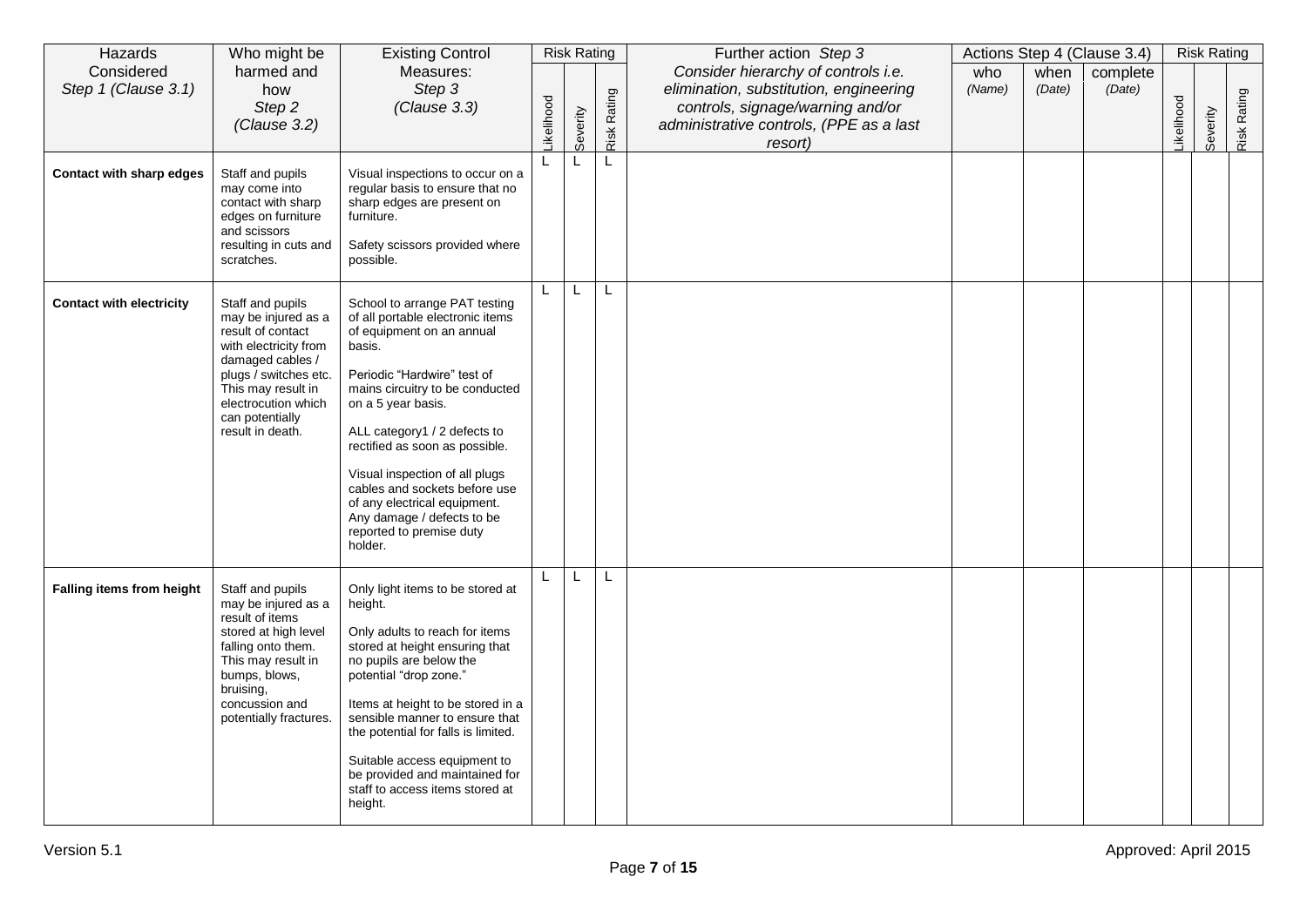| Hazards Considered *Step 1 (Clause 3.1)* | Who might be harmed and how *Step 2 (Clause 3.2)* | Existing Control Measures: *Step 3 (Clause 3.3)* | Risk Rating | | | Further action *Step 3* *Consider hierarchy of controls i.e. elimination, substitution, engineering controls, signage/warning and/or administrative controls, (PPE as a last resort)* | Actions Step 4 (Clause 3.4) | | | Risk Rating | | |
|---|---|---|---|---|---|---|---|---|---|---|---|---|
| | | | Likelihood | Severity | Risk Rating | | who *(Name)* | when *(Date)* | complete *(Date)* | Likelihood | Severity | Risk Rating |
| **Contact with sharp edges** | Staff and pupils may come into contact with sharp edges on furniture and scissors resulting in cuts and scratches. | Visual inspections to occur on a regular basis to ensure that no sharp edges are present on furniture.<br><br>Safety scissors provided where possible. | L | L | L | | | | | | | |
| **Contact with electricity** | Staff and pupils may be injured as a result of contact with electricity from damaged cables / plugs / switches etc. This may result in electrocution which can potentially result in death. | School to arrange PAT testing of all portable electronic items of equipment on an annual basis.<br><br>Periodic "Hardwire" test of mains circuitry to be conducted on a 5 year basis.<br><br>ALL category1 / 2 defects to rectified as soon as possible.<br><br>Visual inspection of all plugs cables and sockets before use of any electrical equipment. Any damage / defects to be reported to premise duty holder. | L | L | L | | | | | | | |
| **Falling items from height** | Staff and pupils may be injured as a result of items stored at high level falling onto them. This may result in bumps, blows, bruising, concussion and potentially fractures. | Only light items to be stored at height.<br><br>Only adults to reach for items stored at height ensuring that no pupils are below the potential "drop zone."<br><br>Items at height to be stored in a sensible manner to ensure that the potential for falls is limited.<br><br>Suitable access equipment to be provided and maintained for staff to access items stored at height. | L | L | L | | | | | | | |

Version 5.1

Approved: April 2015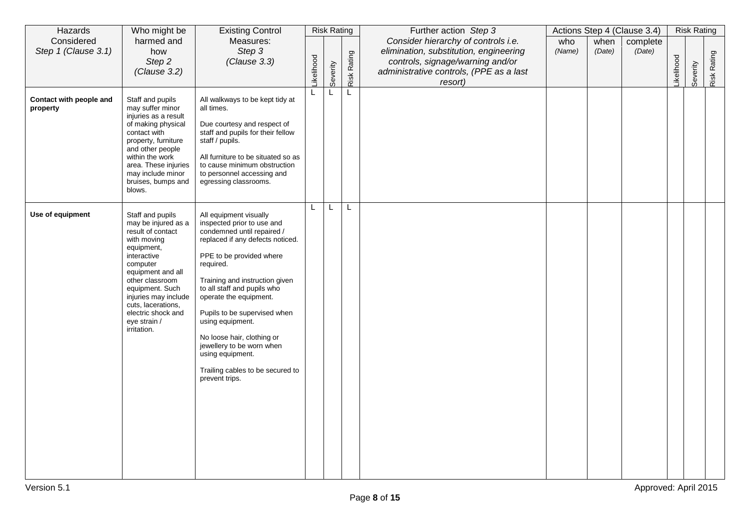| Hazards Considered *Step 1 (Clause 3.1)* | Who might be harmed and how *Step 2 (Clause 3.2)* | Existing Control Measures: *Step 3 (Clause 3.3)* | Risk Rating | | | Further action *Step 3* *Consider hierarchy of controls i.e. elimination, substitution, engineering controls, signage/warning and/or administrative controls, (PPE as a last resort)* | Actions Step 4 (Clause 3.4) | | | Risk Rating | | |
|---|---|---|---|---|---|---|---|---|---|---|---|---|
| | | | Likelihood | Severity | Risk Rating | | who *(Name)* | when *(Date)* | complete *(Date)* | Likelihood | Severity | Risk Rating |
| **Contact with people and property** | Staff and pupils may suffer minor injuries as a result of making physical contact with property, furniture and other people within the work area. These injuries may include minor bruises, bumps and blows. | All walkways to be kept tidy at all times.<br><br>Due courtesy and respect of staff and pupils for their fellow staff / pupils.<br><br>All furniture to be situated so as to cause minimum obstruction to personnel accessing and egressing classrooms. | L | L | L | | | | | | | |
| **Use of equipment** | Staff and pupils may be injured as a result of contact with moving equipment, interactive computer equipment and all other classroom equipment. Such injuries may include cuts, lacerations, electric shock and eye strain / irritation. | All equipment visually inspected prior to use and condemned until repaired / replaced if any defects noticed.<br><br>PPE to be provided where required.<br><br>Training and instruction given to all staff and pupils who operate the equipment.<br><br>Pupils to be supervised when using equipment.<br><br>No loose hair, clothing or jewellery to be worn when using equipment.<br><br>Trailing cables to be secured to prevent trips. | L | L | L | | | | | | | |

Version 5.1 Approved: April 2015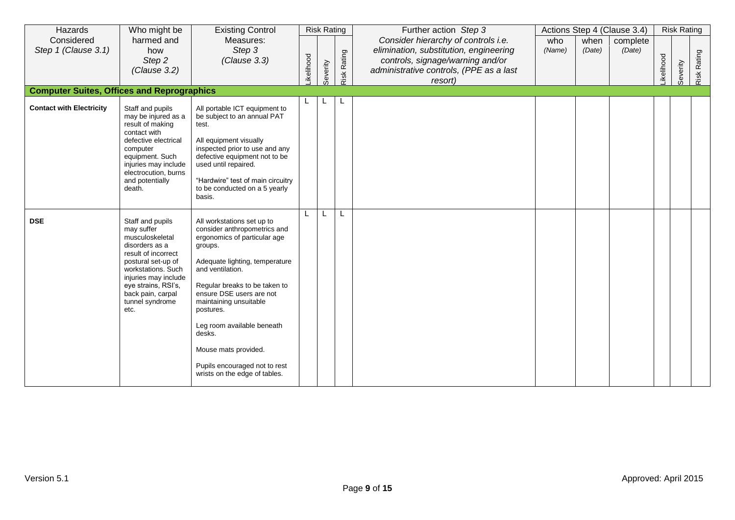| Hazards Considered *Step 1 (Clause 3.1)* | Who might be harmed and how *Step 2 (Clause 3.2)* | Existing Control Measures: *Step 3 (Clause 3.3)* | Risk Rating | | | Further action *Step 3* *Consider hierarchy of controls i.e. elimination, substitution, engineering controls, signage/warning and/or administrative controls, (PPE as a last resort)* | Actions Step 4 (Clause 3.4) | | | Risk Rating | | |
|---|---|---|---|---|---|---|---|---|---|---|---|---|
| | | | Likelihood | Severity | Risk Rating | | who *(Name)* | when *(Date)* | complete *(Date)* | Likelihood | Severity | Risk Rating |
| **Computer Suites, Offices and Reprographics** | | | | | | | | | | | | |
| **Contact with Electricity** | Staff and pupils may be injured as a result of making contact with defective electrical computer equipment. Such injuries may include electrocution, burns and potentially death. | All portable ICT equipment to be subject to an annual PAT test.<br><br>All equipment visually inspected prior to use and any defective equipment not to be used until repaired.<br><br>"Hardwire" test of main circuitry to be conducted on a 5 yearly basis. | L | L | L | | | | | | | |
| **DSE** | Staff and pupils may suffer musculoskeletal disorders as a result of incorrect postural set-up of workstations. Such injuries may include eye strains, RSI's, back pain, carpal tunnel syndrome etc. | All workstations set up to consider anthropometrics and ergonomics of particular age groups.<br><br>Adequate lighting, temperature and ventilation.<br><br>Regular breaks to be taken to ensure DSE users are not maintaining unsuitable postures.<br><br>Leg room available beneath desks.<br><br>Mouse mats provided.<br><br>Pupils encouraged not to rest wrists on the edge of tables. | L | L | L | | | | | | | |

Version 5.1 Approved: April 2015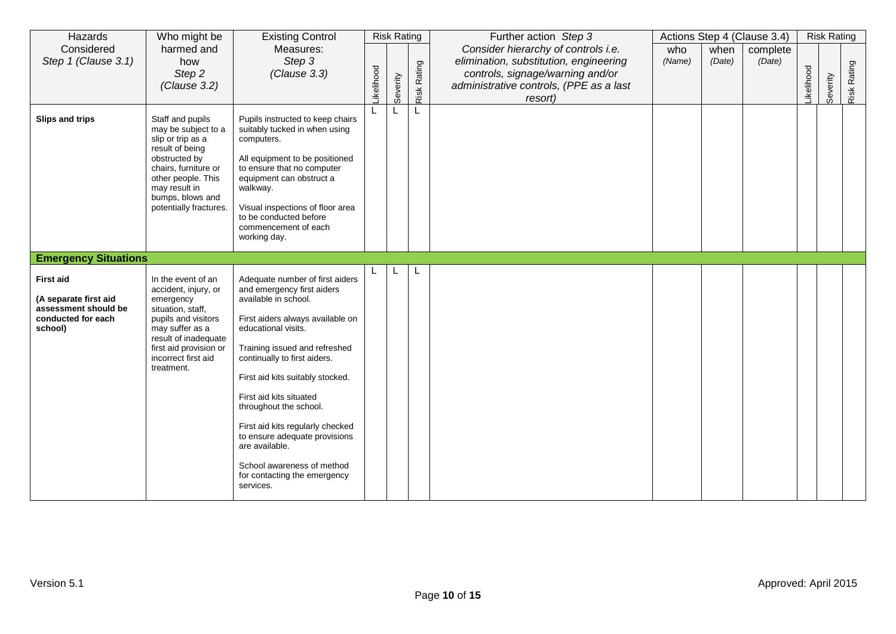| Hazards Considered *Step 1 (Clause 3.1)* | Who might be harmed and how *Step 2 (Clause 3.2)* | Existing Control Measures: *Step 3 (Clause 3.3)* | Risk Rating | | | Further action *Step 3* *Consider hierarchy of controls i.e. elimination, substitution, engineering controls, signage/warning and/or administrative controls, (PPE as a last resort)* | Actions Step 4 (Clause 3.4) | | | Risk Rating | | |
|---|---|---|---|---|---|---|---|---|---|---|---|---|
| | | | Likelihood | Severity | Risk Rating | | who *(Name)* | when *(Date)* | complete *(Date)* | Likelihood | Severity | Risk Rating |
| **Slips and trips** | Staff and pupils may be subject to a slip or trip as a result of being obstructed by chairs, furniture or other people. This may result in bumps, blows and potentially fractures. | Pupils instructed to keep chairs suitably tucked in when using computers.<br><br>All equipment to be positioned to ensure that no computer equipment can obstruct a walkway.<br><br>Visual inspections of floor area to be conducted before commencement of each working day. | L | L | L | | | | | | | |
| **Emergency Situations** | | | | | | | | | | | | |
| **First aid**<br><br>**(A separate first aid assessment should be conducted for each school)** | In the event of an accident, injury, or emergency situation, staff, pupils and visitors may suffer as a result of inadequate first aid provision or incorrect first aid treatment. | Adequate number of first aiders and emergency first aiders available in school.<br><br>First aiders always available on educational visits.<br><br>Training issued and refreshed continually to first aiders.<br><br>First aid kits suitably stocked.<br><br>First aid kits situated throughout the school.<br><br>First aid kits regularly checked to ensure adequate provisions are available.<br><br>School awareness of method for contacting the emergency services. | L | L | L | | | | | | | |

Version 5.1

Approved: April 2015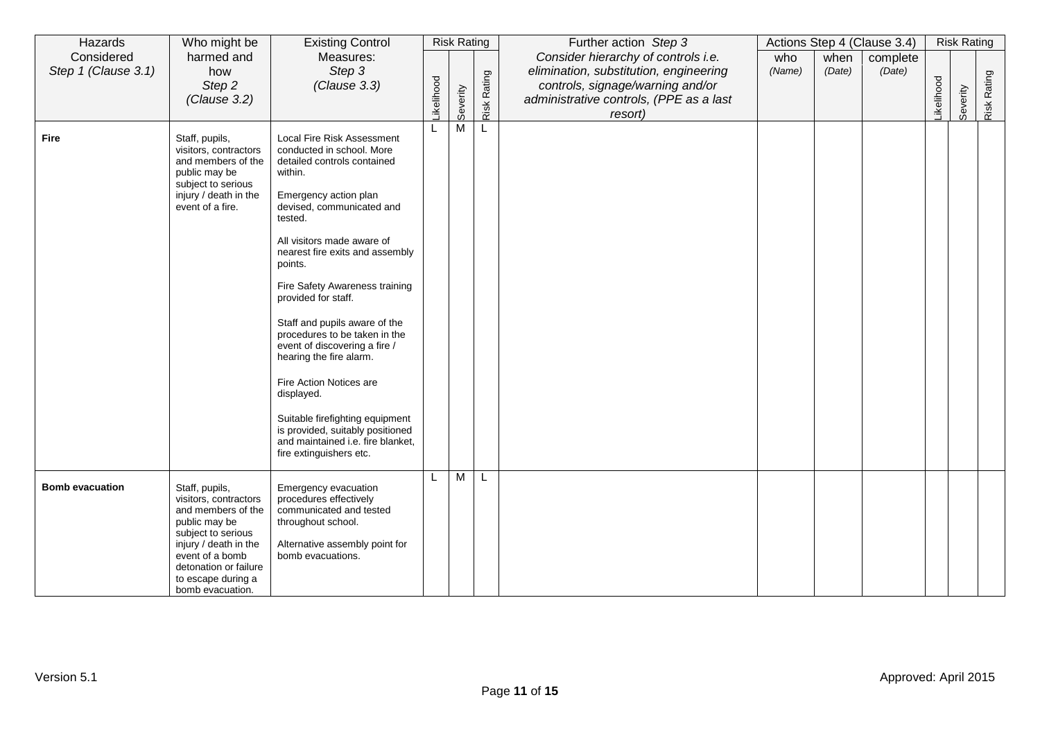| Hazards Considered *Step 1 (Clause 3.1)* | Who might be harmed and how *Step 2 (Clause 3.2)* | Existing Control Measures: *Step 3 (Clause 3.3)* | Risk Rating | | | Further action *Step 3* *Consider hierarchy of controls i.e. elimination, substitution, engineering controls, signage/warning and/or administrative controls, (PPE as a last resort)* | Actions Step 4 (Clause 3.4) | | | Risk Rating | | |
|---|---|---|---|---|---|---|---|---|---|---|---|---|
| | | | Likelihood | Severity | Risk Rating | | who *(Name)* | when *(Date)* | complete *(Date)* | Likelihood | Severity | Risk Rating |
| **Fire** | Staff, pupils, visitors, contractors and members of the public may be subject to serious injury / death in the event of a fire. | Local Fire Risk Assessment conducted in school. More detailed controls contained within.<br><br>Emergency action plan devised, communicated and tested.<br><br>All visitors made aware of nearest fire exits and assembly points.<br><br>Fire Safety Awareness training provided for staff.<br><br>Staff and pupils aware of the procedures to be taken in the event of discovering a fire / hearing the fire alarm.<br><br>Fire Action Notices are displayed.<br><br>Suitable firefighting equipment is provided, suitably positioned and maintained i.e. fire blanket, fire extinguishers etc. | L | M | L | | | | | | | |
| **Bomb evacuation** | Staff, pupils, visitors, contractors and members of the public may be subject to serious injury / death in the event of a bomb detonation or failure to escape during a bomb evacuation. | Emergency evacuation procedures effectively communicated and tested throughout school.<br><br>Alternative assembly point for bomb evacuations. | L | M | L | | | | | | | |

Version 5.1 Approved: April 2015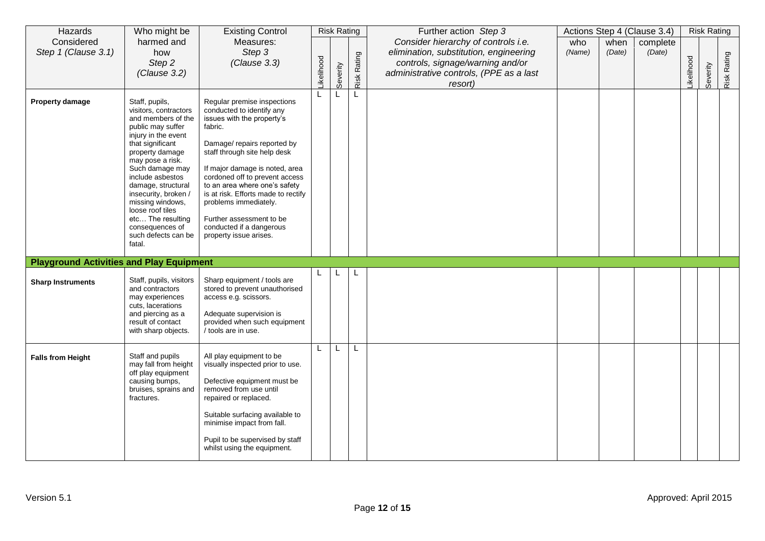| Hazards Considered *Step 1 (Clause 3.1)* | Who might be harmed and how *Step 2 (Clause 3.2)* | Existing Control Measures: *Step 3 (Clause 3.3)* | Risk Rating | | | Further action *Step 3* *Consider hierarchy of controls i.e. elimination, substitution, engineering controls, signage/warning and/or administrative controls, (PPE as a last resort)* | Actions Step 4 (Clause 3.4) | | | Risk Rating | | |
|---|---|---|---|---|---|---|---|---|---|---|---|---|
| | | | Likelihood | Severity | Risk Rating | | who *(Name)* | when *(Date)* | complete *(Date)* | Likelihood | Severity | Risk Rating |
| **Property damage** | Staff, pupils, visitors, contractors and members of the public may suffer injury in the event that significant property damage may pose a risk. Such damage may include asbestos damage, structural insecurity, broken / missing windows, loose roof tiles etc… The resulting consequences of such defects can be fatal. | Regular premise inspections conducted to identify any issues with the property's fabric.<br><br>Damage/ repairs reported by staff through site help desk<br><br>If major damage is noted, area cordoned off to prevent access to an area where one's safety is at risk. Efforts made to rectify problems immediately.<br><br>Further assessment to be conducted if a dangerous property issue arises. | L | L | L | | | | | | | |
| **Playground Activities and Play Equipment** | | | | | | | | | | | | |
| **Sharp Instruments** | Staff, pupils, visitors and contractors may experiences cuts, lacerations and piercing as a result of contact with sharp objects. | Sharp equipment / tools are stored to prevent unauthorised access e.g. scissors.<br><br>Adequate supervision is provided when such equipment / tools are in use. | L | L | L | | | | | | | |
| **Falls from Height** | Staff and pupils may fall from height off play equipment causing bumps, bruises, sprains and fractures. | All play equipment to be visually inspected prior to use.<br><br>Defective equipment must be removed from use until repaired or replaced.<br><br>Suitable surfacing available to minimise impact from fall.<br><br>Pupil to be supervised by staff whilst using the equipment. | L | L | L | | | | | | | |

Version 5.1 Approved: April 2015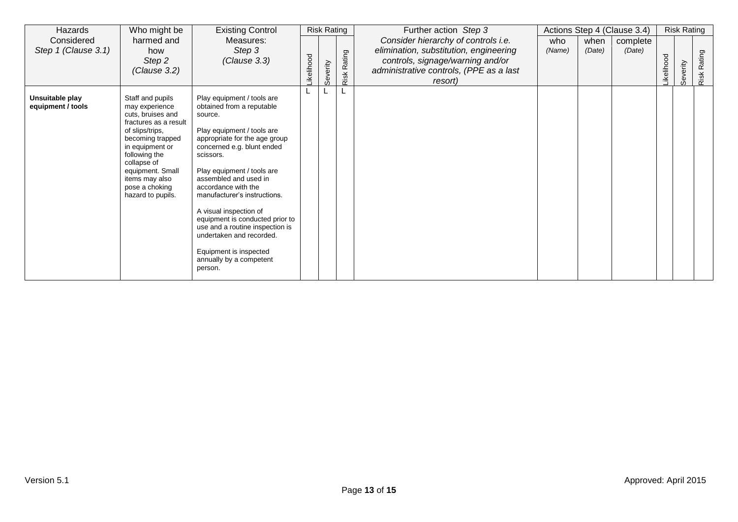| Hazards Considered *Step 1 (Clause 3.1)* | Who might be harmed and how *Step 2 (Clause 3.2)* | Existing Control Measures: *Step 3 (Clause 3.3)* | Risk Rating | | | Further action *Step 3* *Consider hierarchy of controls i.e. elimination, substitution, engineering controls, signage/warning and/or administrative controls, (PPE as a last resort)* | Actions Step 4 (Clause 3.4) | | | Risk Rating | | |
|---|---|---|---|---|---|---|---|---|---|---|---|---|
| | | | Likelihood | Severity | Risk Rating | | who *(Name)* | when *(Date)* | complete *(Date)* | Likelihood | Severity | Risk Rating |
| **Unsuitable play equipment / tools** | Staff and pupils may experience cuts, bruises and fractures as a result of slips/trips, becoming trapped in equipment or following the collapse of equipment. Small items may also pose a choking hazard to pupils. | Play equipment / tools are obtained from a reputable source.<br><br>Play equipment / tools are appropriate for the age group concerned e.g. blunt ended scissors.<br><br>Play equipment / tools are assembled and used in accordance with the manufacturer's instructions.<br><br>A visual inspection of equipment is conducted prior to use and a routine inspection is undertaken and recorded.<br><br>Equipment is inspected annually by a competent person. | L | L | L | | | | | | | |

Version 5.1

Approved: April 2015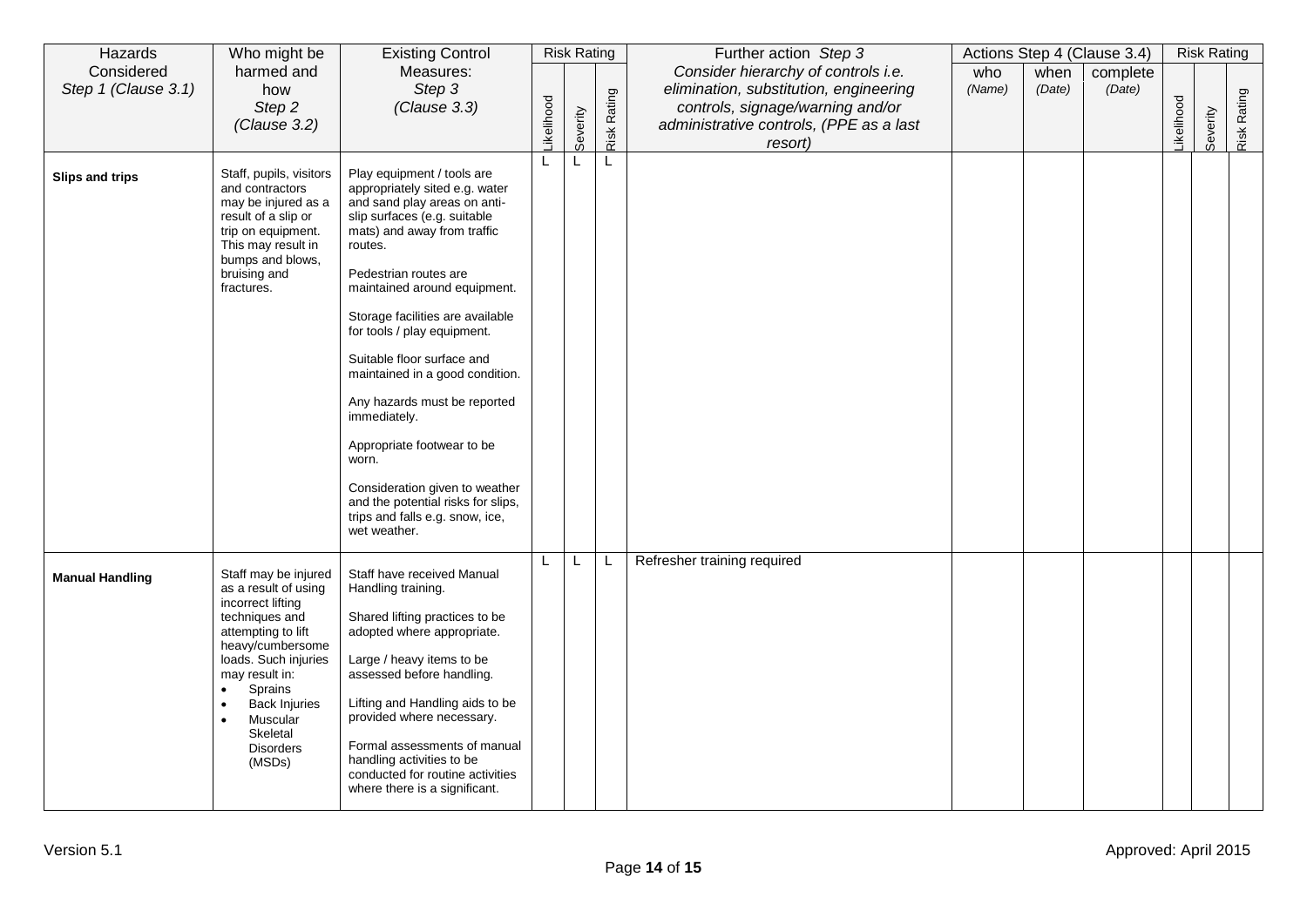| Hazards Considered *Step 1 (Clause 3.1)* | Who might be harmed and how *Step 2 (Clause 3.2)* | Existing Control Measures: *Step 3 (Clause 3.3)* | Risk Rating | | | Further action *Step 3* *Consider hierarchy of controls i.e. elimination, substitution, engineering controls, signage/warning and/or administrative controls, (PPE as a last resort)* | Actions Step 4 (Clause 3.4) | | | Risk Rating | | |
|---|---|---|---|---|---|---|---|---|---|---|---|---|
| | | | Likelihood | Severity | Risk Rating | | who *(Name)* | when *(Date)* | complete *(Date)* | Likelihood | Severity | Risk Rating |
| **Slips and trips** | Staff, pupils, visitors and contractors may be injured as a result of a slip or trip on equipment. This may result in bumps and blows, bruising and fractures. | Play equipment / tools are appropriately sited e.g. water and sand play areas on anti-slip surfaces (e.g. suitable mats) and away from traffic routes.<br><br>Pedestrian routes are maintained around equipment.<br><br>Storage facilities are available for tools / play equipment.<br><br>Suitable floor surface and maintained in a good condition.<br><br>Any hazards must be reported immediately.<br><br>Appropriate footwear to be worn.<br><br>Consideration given to weather and the potential risks for slips, trips and falls e.g. snow, ice, wet weather. | L | L | L | | | | | | | |
| **Manual Handling** | Staff may be injured as a result of using incorrect lifting techniques and attempting to lift heavy/cumbersome loads. Such injuries may result in:<br>• Sprains<br>• Back Injuries<br>• Muscular Skeletal Disorders (MSDs) | Staff have received Manual Handling training.<br><br>Shared lifting practices to be adopted where appropriate.<br><br>Large / heavy items to be assessed before handling.<br><br>Lifting and Handling aids to be provided where necessary.<br><br>Formal assessments of manual handling activities to be conducted for routine activities where there is a significant. | L | L | L | Refresher training required | | | | | | |

Version 5.1 Approved: April 2015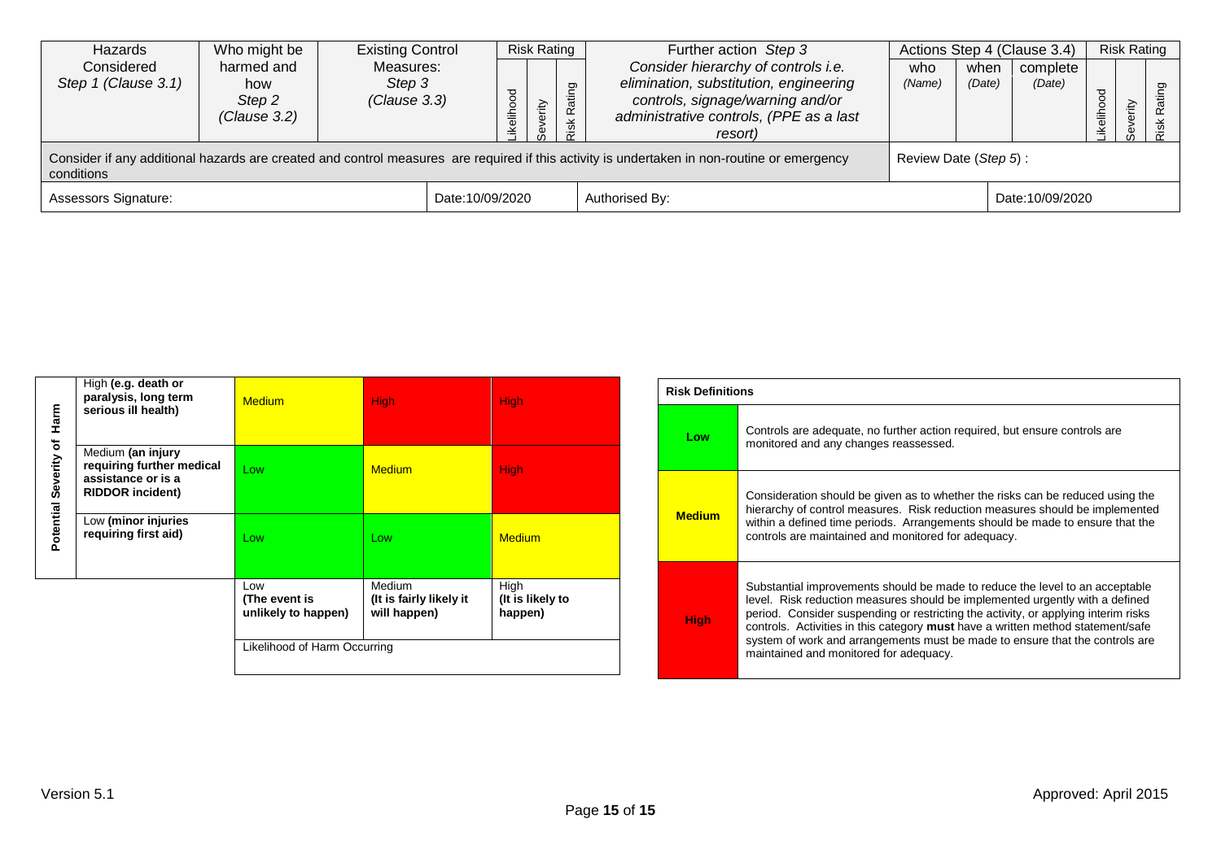| Hazards Considered *Step 1 (Clause 3.1)* | Who might be harmed and how *Step 2 (Clause 3.2)* | Existing Control Measures: *Step 3 (Clause 3.3)* | Risk Rating | | | Further action *Step 3* *Consider hierarchy of controls i.e. elimination, substitution, engineering controls, signage/warning and/or administrative controls, (PPE as a last resort)* | Actions Step 4 (Clause 3.4) | | | Risk Rating | | |
|---|---|---|---|---|---|---|---|---|---|---|---|---|
| | | | Likelihood | Severity | Risk Rating | | who *(Name)* | when *(Date)* | complete *(Date)* | Likelihood | Severity | Risk Rating |
| Consider if any additional hazards are created and control measures are required if this activity is undertaken in non-routine or emergency conditions | | | | | | | Review Date (*Step 5*) : | | | | | |
| Assessors Signature: | | Date:10/09/2020 | | | | Authorised By: | | | Date:10/09/2020 | | | |

| **Potential Severity of Harm** | | | | |
|---|---|---|---|---|
| | High **(e.g. death or paralysis, long term serious ill health)** | Medium | High | High |
| | Medium **(an injury requiring further medical assistance or is a RIDDOR incident)** | Low | Medium | High |
| | Low **(minor injuries requiring first aid)** | Low | Low | Medium |
| | | Low **(The event is unlikely to happen)** | Medium **(It is fairly likely it will happen)** | High **(It is likely to happen)** |
| | | Likelihood of Harm Occurring | | |

| **Risk Definitions** | |
|---|---|
| **Low** | Controls are adequate, no further action required, but ensure controls are monitored and any changes reassessed. |
| **Medium** | Consideration should be given as to whether the risks can be reduced using the hierarchy of control measures. Risk reduction measures should be implemented within a defined time periods. Arrangements should be made to ensure that the controls are maintained and monitored for adequacy. |
| **High** | Substantial improvements should be made to reduce the level to an acceptable level. Risk reduction measures should be implemented urgently with a defined period. Consider suspending or restricting the activity, or applying interim risks controls. Activities in this category **must** have a written method statement/safe system of work and arrangements must be made to ensure that the controls are maintained and monitored for adequacy. |

Version 5.1

Approved: April 2015